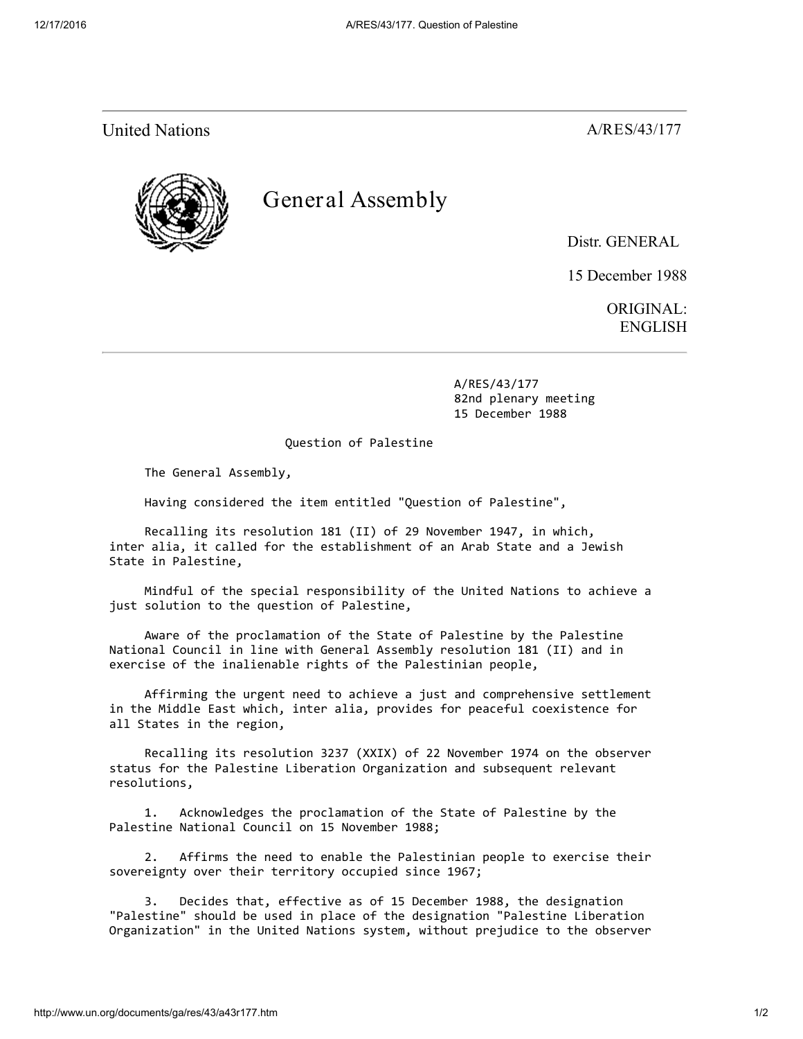United Nations A/RES/43/177

# General Assembly

Distr. GENERAL

15 December 1988

ORIGINAL: ENGLISH

A/RES/43/177
82nd plenary meeting
15 December 1988

## Question of Palestine

The General Assembly,

Having considered the item entitled "Question of Palestine",

Recalling its resolution 181 (II) of 29 November 1947, in which, inter alia, it called for the establishment of an Arab State and a Jewish State in Palestine,

Mindful of the special responsibility of the United Nations to achieve a just solution to the question of Palestine,

Aware of the proclamation of the State of Palestine by the Palestine National Council in line with General Assembly resolution 181 (II) and in exercise of the inalienable rights of the Palestinian people,

Affirming the urgent need to achieve a just and comprehensive settlement in the Middle East which, inter alia, provides for peaceful coexistence for all States in the region,

Recalling its resolution 3237 (XXIX) of 22 November 1974 on the observer status for the Palestine Liberation Organization and subsequent relevant resolutions,

1. Acknowledges the proclamation of the State of Palestine by the Palestine National Council on 15 November 1988;

2. Affirms the need to enable the Palestinian people to exercise their sovereignty over their territory occupied since 1967;

3. Decides that, effective as of 15 December 1988, the designation "Palestine" should be used in place of the designation "Palestine Liberation Organization" in the United Nations system, without prejudice to the observer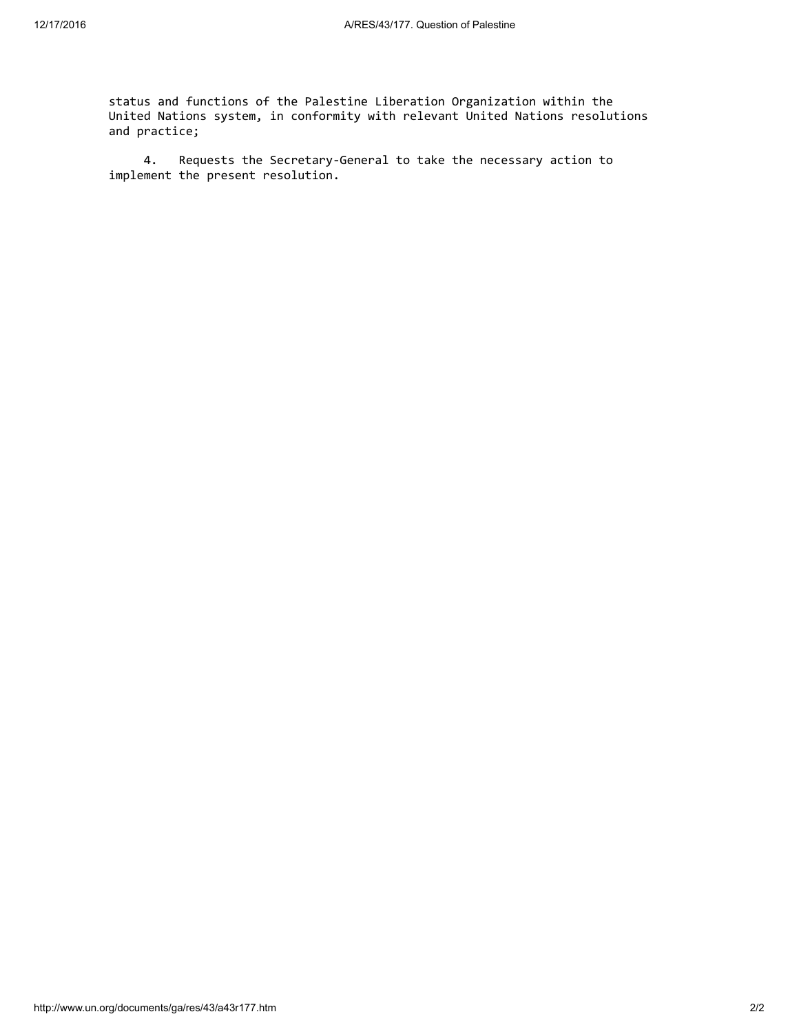status and functions of the Palestine Liberation Organization within the United Nations system, in conformity with relevant United Nations resolutions and practice;

4. Requests the Secretary-General to take the necessary action to implement the present resolution.